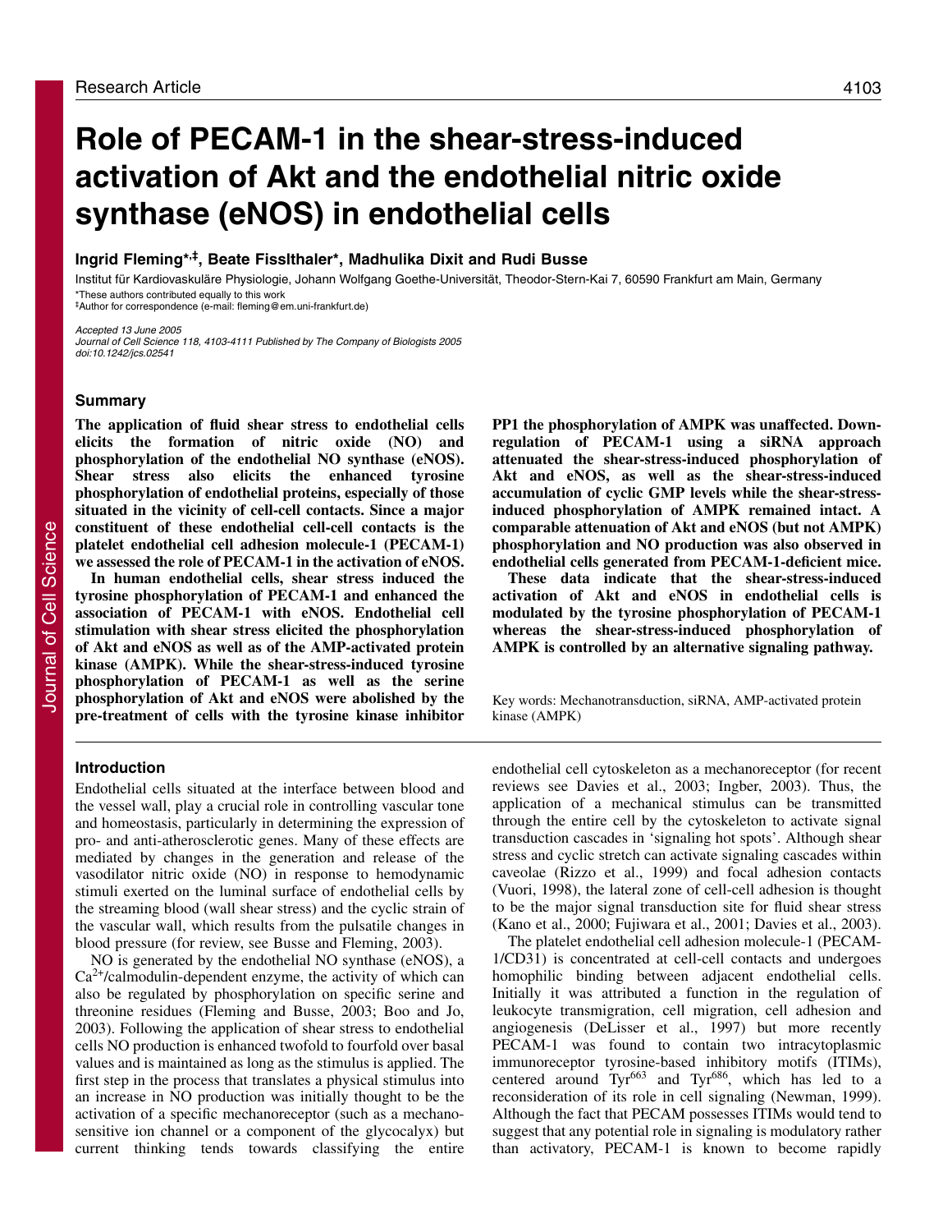# Role of PECAM-1 in the shear-stress-induced activation of Akt and the endothelial nitric oxide synthase (eNOS) in endothelial cells

**Ingrid Fleming*,‡, Beate Fisslthaler*, Madhulika Dixit and Rudi Busse**

Institut für Kardiovaskuläre Physiologie, Johann Wolfgang Goethe-Universität, Theodor-Stern-Kai 7, 60590 Frankfurt am Main, Germany

*These authors contributed equally to this work

‡Author for correspondence (e-mail: fleming@em.uni-frankfurt.de)

*Accepted 13 June 2005*

*Journal of Cell Science 118, 4103-4111 Published by The Company of Biologists 2005*

*doi:10.1242/jcs.02541*

## Summary

**The application of fluid shear stress to endothelial cells elicits the formation of nitric oxide (NO) and phosphorylation of the endothelial NO synthase (eNOS). Shear stress also elicits the enhanced tyrosine phosphorylation of endothelial proteins, especially of those situated in the vicinity of cell-cell contacts. Since a major constituent of these endothelial cell-cell contacts is the platelet endothelial cell adhesion molecule-1 (PECAM-1) we assessed the role of PECAM-1 in the activation of eNOS.**

**In human endothelial cells, shear stress induced the tyrosine phosphorylation of PECAM-1 and enhanced the association of PECAM-1 with eNOS. Endothelial cell stimulation with shear stress elicited the phosphorylation of Akt and eNOS as well as of the AMP-activated protein kinase (AMPK). While the shear-stress-induced tyrosine phosphorylation of PECAM-1 as well as the serine phosphorylation of Akt and eNOS were abolished by the pre-treatment of cells with the tyrosine kinase inhibitor PP1 the phosphorylation of AMPK was unaffected. Downregulation of PECAM-1 using a siRNA approach attenuated the shear-stress-induced phosphorylation of Akt and eNOS, as well as the shear-stress-induced accumulation of cyclic GMP levels while the shear-stress-induced phosphorylation of AMPK remained intact. A comparable attenuation of Akt and eNOS (but not AMPK) phosphorylation and NO production was also observed in endothelial cells generated from PECAM-1-deficient mice.**

**These data indicate that the shear-stress-induced activation of Akt and eNOS in endothelial cells is modulated by the tyrosine phosphorylation of PECAM-1 whereas the shear-stress-induced phosphorylation of AMPK is controlled by an alternative signaling pathway.**

Key words: Mechanotransduction, siRNA, AMP-activated protein kinase (AMPK)

## Introduction

Endothelial cells situated at the interface between blood and the vessel wall, play a crucial role in controlling vascular tone and homeostasis, particularly in determining the expression of pro- and anti-atherosclerotic genes. Many of these effects are mediated by changes in the generation and release of the vasodilator nitric oxide (NO) in response to hemodynamic stimuli exerted on the luminal surface of endothelial cells by the streaming blood (wall shear stress) and the cyclic strain of the vascular wall, which results from the pulsatile changes in blood pressure (for review, see Busse and Fleming, 2003).

NO is generated by the endothelial NO synthase (eNOS), a $Ca^{2+}$/calmodulin-dependent enzyme, the activity of which can also be regulated by phosphorylation on specific serine and threonine residues (Fleming and Busse, 2003; Boo and Jo, 2003). Following the application of shear stress to endothelial cells NO production is enhanced twofold to fourfold over basal values and is maintained as long as the stimulus is applied. The first step in the process that translates a physical stimulus into an increase in NO production was initially thought to be the activation of a specific mechanoreceptor (such as a mechanosensitive ion channel or a component of the glycocalyx) but current thinking tends towards classifying the entire endothelial cell cytoskeleton as a mechanoreceptor (for recent reviews see Davies et al., 2003; Ingber, 2003). Thus, the application of a mechanical stimulus can be transmitted through the entire cell by the cytoskeleton to activate signal transduction cascades in 'signaling hot spots'. Although shear stress and cyclic stretch can activate signaling cascades within caveolae (Rizzo et al., 1999) and focal adhesion contacts (Vuori, 1998), the lateral zone of cell-cell adhesion is thought to be the major signal transduction site for fluid shear stress (Kano et al., 2000; Fujiwara et al., 2001; Davies et al., 2003).

The platelet endothelial cell adhesion molecule-1 (PECAM-1/CD31) is concentrated at cell-cell contacts and undergoes homophilic binding between adjacent endothelial cells. Initially it was attributed a function in the regulation of leukocyte transmigration, cell migration, cell adhesion and angiogenesis (DeLisser et al., 1997) but more recently PECAM-1 was found to contain two intracytoplasmic immunoreceptor tyrosine-based inhibitory motifs (ITIMs), centered around $Tyr^{663}$ and $Tyr^{686}$, which has led to a reconsideration of its role in cell signaling (Newman, 1999). Although the fact that PECAM possesses ITIMs would tend to suggest that any potential role in signaling is modulatory rather than activatory, PECAM-1 is known to become rapidly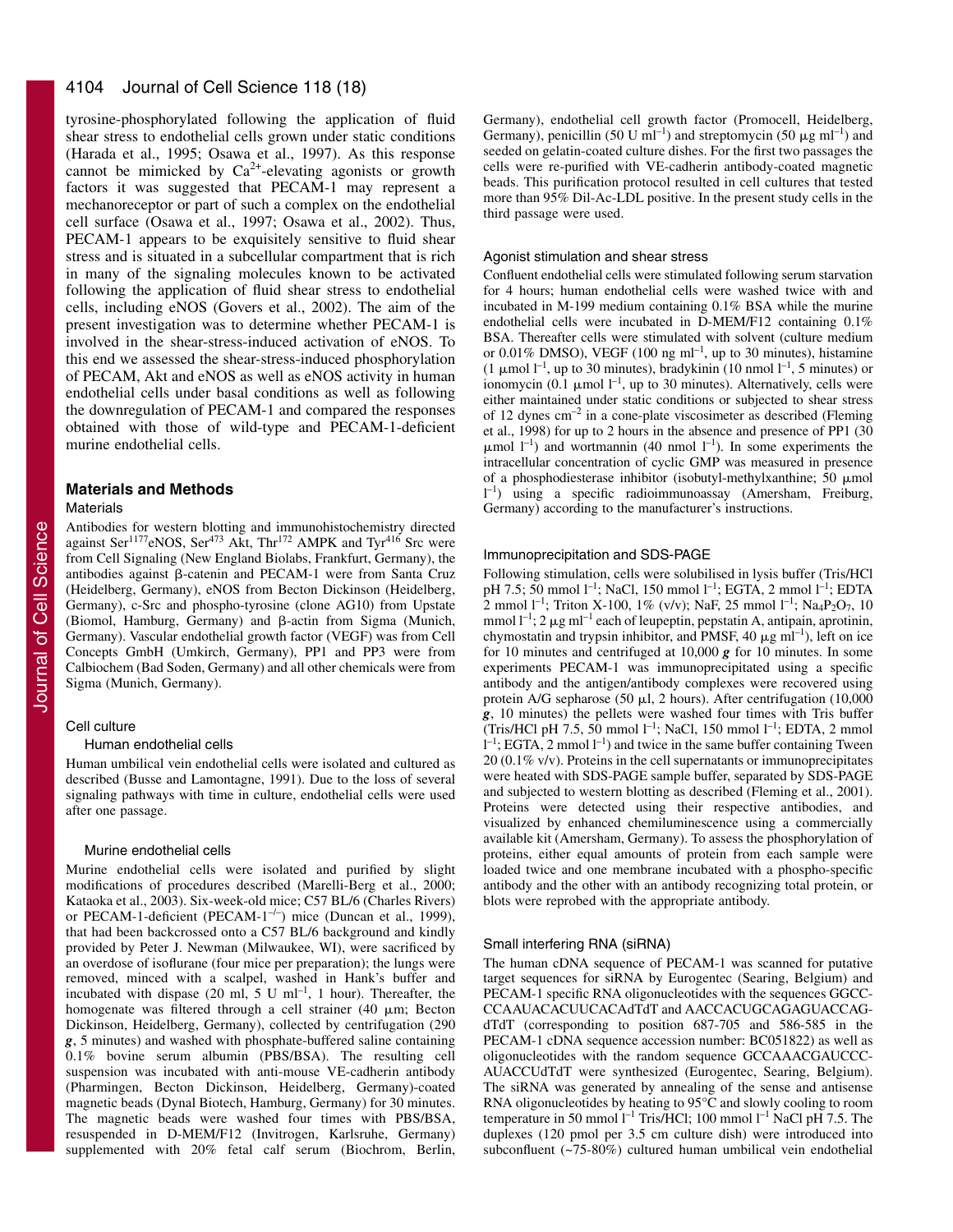tyrosine-phosphorylated following the application of fluid shear stress to endothelial cells grown under static conditions (Harada et al., 1995; Osawa et al., 1997). As this response cannot be mimicked by $Ca^{2+}$-elevating agonists or growth factors it was suggested that PECAM-1 may represent a mechanoreceptor or part of such a complex on the endothelial cell surface (Osawa et al., 1997; Osawa et al., 2002). Thus, PECAM-1 appears to be exquisitely sensitive to fluid shear stress and is situated in a subcellular compartment that is rich in many of the signaling molecules known to be activated following the application of fluid shear stress to endothelial cells, including eNOS (Govers et al., 2002). The aim of the present investigation was to determine whether PECAM-1 is involved in the shear-stress-induced activation of eNOS. To this end we assessed the shear-stress-induced phosphorylation of PECAM, Akt and eNOS as well as eNOS activity in human endothelial cells under basal conditions as well as following the downregulation of PECAM-1 and compared the responses obtained with those of wild-type and PECAM-1-deficient murine endothelial cells.

## Materials and Methods

### Materials

Antibodies for western blotting and immunohistochemistry directed against $Ser^{1177}$eNOS, $Ser^{473}$ Akt, $Thr^{172}$ AMPK and $Tyr^{416}$ Src were from Cell Signaling (New England Biolabs, Frankfurt, Germany), the antibodies against β-catenin and PECAM-1 were from Santa Cruz (Heidelberg, Germany), eNOS from Becton Dickinson (Heidelberg, Germany), c-Src and phospho-tyrosine (clone AG10) from Upstate (Biomol, Hamburg, Germany) and β-actin from Sigma (Munich, Germany). Vascular endothelial growth factor (VEGF) was from Cell Concepts GmbH (Umkirch, Germany), PP1 and PP3 were from Calbiochem (Bad Soden, Germany) and all other chemicals were from Sigma (Munich, Germany).

### Cell culture

#### Human endothelial cells

Human umbilical vein endothelial cells were isolated and cultured as described (Busse and Lamontagne, 1991). Due to the loss of several signaling pathways with time in culture, endothelial cells were used after one passage.

#### Murine endothelial cells

Murine endothelial cells were isolated and purified by slight modifications of procedures described (Marelli-Berg et al., 2000; Kataoka et al., 2003). Six-week-old mice; C57 BL/6 (Charles Rivers) or PECAM-1-deficient (PECAM-$1^{-/-}$) mice (Duncan et al., 1999), that had been backcrossed onto a C57 BL/6 background and kindly provided by Peter J. Newman (Milwaukee, WI), were sacrificed by an overdose of isoflurane (four mice per preparation); the lungs were removed, minced with a scalpel, washed in Hank's buffer and incubated with dispase (20 ml, 5 U $ml^{-1}$, 1 hour). Thereafter, the homogenate was filtered through a cell strainer (40 μm; Becton Dickinson, Heidelberg, Germany), collected by centrifugation (290 ***g***, 5 minutes) and washed with phosphate-buffered saline containing 0.1% bovine serum albumin (PBS/BSA). The resulting cell suspension was incubated with anti-mouse VE-cadherin antibody (Pharmingen, Becton Dickinson, Heidelberg, Germany)-coated magnetic beads (Dynal Biotech, Hamburg, Germany) for 30 minutes. The magnetic beads were washed four times with PBS/BSA, resuspended in D-MEM/F12 (Invitrogen, Karlsruhe, Germany) supplemented with 20% fetal calf serum (Biochrom, Berlin, Germany), endothelial cell growth factor (Promocell, Heidelberg, Germany), penicillin (50 U $ml^{-1}$) and streptomycin (50 μg $ml^{-1}$) and seeded on gelatin-coated culture dishes. For the first two passages the cells were re-purified with VE-cadherin antibody-coated magnetic beads. This purification protocol resulted in cell cultures that tested more than 95% DiI-Ac-LDL positive. In the present study cells in the third passage were used.

### Agonist stimulation and shear stress

Confluent endothelial cells were stimulated following serum starvation for 4 hours; human endothelial cells were washed twice with and incubated in M-199 medium containing 0.1% BSA while the murine endothelial cells were incubated in D-MEM/F12 containing 0.1% BSA. Thereafter cells were stimulated with solvent (culture medium or 0.01% DMSO), VEGF (100 ng $ml^{-1}$, up to 30 minutes), histamine (1 μmol $l^{-1}$, up to 30 minutes), bradykinin (10 nmol $l^{-1}$, 5 minutes) or ionomycin (0.1 μmol $l^{-1}$, up to 30 minutes). Alternatively, cells were either maintained under static conditions or subjected to shear stress of 12 dynes $cm^{-2}$ in a cone-plate viscosimeter as described (Fleming et al., 1998) for up to 2 hours in the absence and presence of PP1 (30 μmol $l^{-1}$) and wortmannin (40 nmol $l^{-1}$). In some experiments the intracellular concentration of cyclic GMP was measured in presence of a phosphodiesterase inhibitor (isobutyl-methylxanthine; 50 μmol $l^{-1}$) using a specific radioimmunoassay (Amersham, Freiburg, Germany) according to the manufacturer's instructions.

### Immunoprecipitation and SDS-PAGE

Following stimulation, cells were solubilised in lysis buffer (Tris/HCl pH 7.5; 50 mmol $l^{-1}$; NaCl, 150 mmol $l^{-1}$; EGTA, 2 mmol $l^{-1}$; EDTA 2 mmol $l^{-1}$; Triton X-100, 1% (v/v); NaF, 25 mmol $l^{-1}$; $Na_4P_2O_7$, 10 mmol $l^{-1}$; 2 μg $ml^{-1}$ each of leupeptin, pepstatin A, antipain, aprotinin, chymostatin and trypsin inhibitor, and PMSF, 40 μg $ml^{-1}$), left on ice for 10 minutes and centrifuged at 10,000 ***g*** for 10 minutes. In some experiments PECAM-1 was immunoprecipitated using a specific antibody and the antigen/antibody complexes were recovered using protein A/G sepharose (50 μl, 2 hours). After centrifugation (10,000 ***g***, 10 minutes) the pellets were washed four times with Tris buffer (Tris/HCl pH 7.5, 50 mmol $l^{-1}$; NaCl, 150 mmol $l^{-1}$; EDTA, 2 mmol $l^{-1}$; EGTA, 2 mmol $l^{-1}$) and twice in the same buffer containing Tween 20 (0.1% v/v). Proteins in the cell supernatants or immunoprecipitates were heated with SDS-PAGE sample buffer, separated by SDS-PAGE and subjected to western blotting as described (Fleming et al., 2001). Proteins were detected using their respective antibodies, and visualized by enhanced chemiluminescence using a commercially available kit (Amersham, Germany). To assess the phosphorylation of proteins, either equal amounts of protein from each sample were loaded twice and one membrane incubated with a phospho-specific antibody and the other with an antibody recognizing total protein, or blots were reprobed with the appropriate antibody.

### Small interfering RNA (siRNA)

The human cDNA sequence of PECAM-1 was scanned for putative target sequences for siRNA by Eurogentec (Searing, Belgium) and PECAM-1 specific RNA oligonucleotides with the sequences GGCCCCAAUACACUUCACAdTdT and AACCACUGCAGAGUACCAGdTdT (corresponding to position 687-705 and 586-585 in the PECAM-1 cDNA sequence accession number: BC051822) as well as oligonucleotides with the random sequence GCCAAACGAUCCCAUACCUdTdT were synthesized (Eurogentec, Searing, Belgium). The siRNA was generated by annealing of the sense and antisense RNA oligonucleotides by heating to 95°C and slowly cooling to room temperature in 50 mmol $l^{-1}$ Tris/HCl; 100 mmol $l^{-1}$ NaCl pH 7.5. The duplexes (120 pmol per 3.5 cm culture dish) were introduced into subconfluent (~75-80%) cultured human umbilical vein endothelial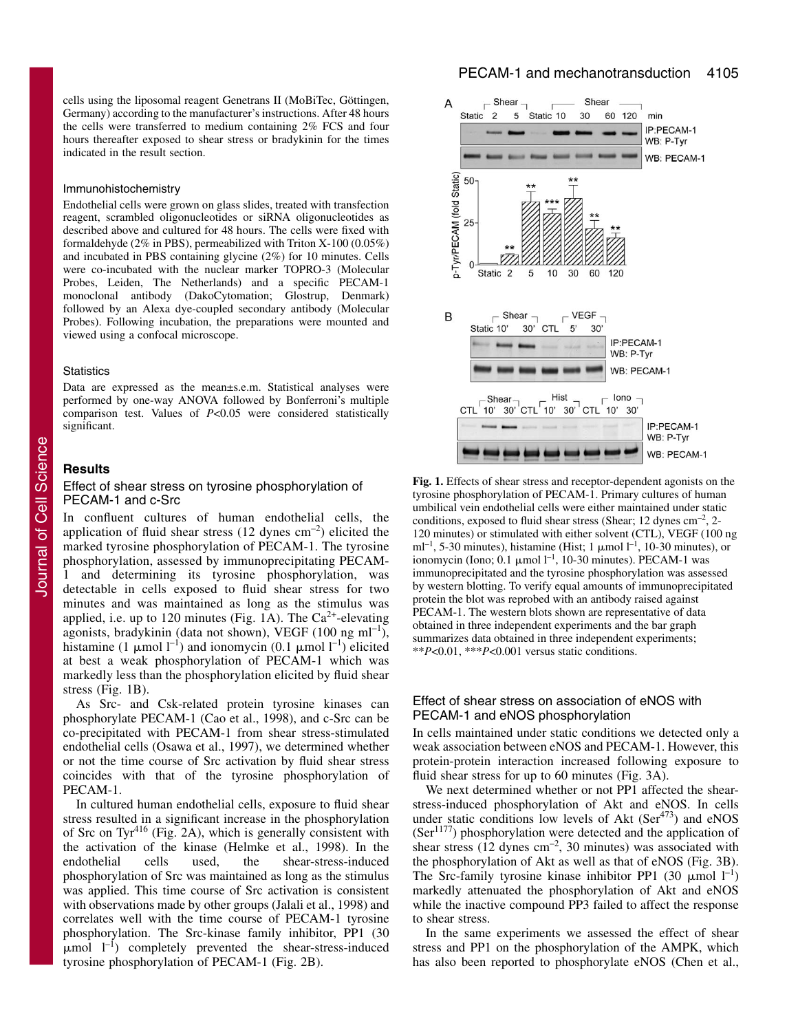cells using the liposomal reagent Genetrans II (MoBiTec, Göttingen, Germany) according to the manufacturer's instructions. After 48 hours the cells were transferred to medium containing 2% FCS and four hours thereafter exposed to shear stress or bradykinin for the times indicated in the result section.

### Immunohistochemistry

Endothelial cells were grown on glass slides, treated with transfection reagent, scrambled oligonucleotides or siRNA oligonucleotides as described above and cultured for 48 hours. The cells were fixed with formaldehyde (2% in PBS), permeabilized with Triton X-100 (0.05%) and incubated in PBS containing glycine (2%) for 10 minutes. Cells were co-incubated with the nuclear marker TOPRO-3 (Molecular Probes, Leiden, The Netherlands) and a specific PECAM-1 monoclonal antibody (DakoCytomation; Glostrup, Denmark) followed by an Alexa dye-coupled secondary antibody (Molecular Probes). Following incubation, the preparations were mounted and viewed using a confocal microscope.

### Statistics

Data are expressed as the mean±s.e.m. Statistical analyses were performed by one-way ANOVA followed by Bonferroni's multiple comparison test. Values of $P<0.05$ were considered statistically significant.

## Results

### Effect of shear stress on tyrosine phosphorylation of PECAM-1 and c-Src

In confluent cultures of human endothelial cells, the application of fluid shear stress (12 dynes $cm^{-2}$) elicited the marked tyrosine phosphorylation of PECAM-1. The tyrosine phosphorylation, assessed by immunoprecipitating PECAM-1 and determining its tyrosine phosphorylation, was detectable in cells exposed to fluid shear stress for two minutes and was maintained as long as the stimulus was applied, i.e. up to 120 minutes (Fig. 1A). The $Ca^{2+}$-elevating agonists, bradykinin (data not shown), VEGF (100 ng $ml^{-1}$), histamine (1 $\mu mol\ l^{-1}$) and ionomycin (0.1 $\mu mol\ l^{-1}$) elicited at best a weak phosphorylation of PECAM-1 which was markedly less than the phosphorylation elicited by fluid shear stress (Fig. 1B).

As Src- and Csk-related protein tyrosine kinases can phosphorylate PECAM-1 (Cao et al., 1998), and c-Src can be co-precipitated with PECAM-1 from shear stress-stimulated endothelial cells (Osawa et al., 1997), we determined whether or not the time course of Src activation by fluid shear stress coincides with that of the tyrosine phosphorylation of PECAM-1.

In cultured human endothelial cells, exposure to fluid shear stress resulted in a significant increase in the phosphorylation of Src on Tyr[416] (Fig. 2A), which is generally consistent with the activation of the kinase (Helmke et al., 1998). In the endothelial cells used, the shear-stress-induced phosphorylation of Src was maintained as long as the stimulus was applied. This time course of Src activation is consistent with observations made by other groups (Jalali et al., 1998) and correlates well with the time course of PECAM-1 tyrosine phosphorylation. The Src-kinase family inhibitor, PP1 (30 $\mu mol\ l^{-1}$) completely prevented the shear-stress-induced tyrosine phosphorylation of PECAM-1 (Fig. 2B).

**Fig. 1.** Effects of shear stress and receptor-dependent agonists on the tyrosine phosphorylation of PECAM-1. Primary cultures of human umbilical vein endothelial cells were either maintained under static conditions, exposed to fluid shear stress (Shear; 12 dynes $cm^{-2}$, 2-120 minutes) or stimulated with either solvent (CTL), VEGF (100 ng $ml^{-1}$, 5-30 minutes), histamine (Hist; 1 $\mu mol\ l^{-1}$, 10-30 minutes), or ionomycin (Iono; 0.1 $\mu mol\ l^{-1}$, 10-30 minutes). PECAM-1 was immunoprecipitated and the tyrosine phosphorylation was assessed by western blotting. To verify equal amounts of immunoprecipitated protein the blot was reprobed with an antibody raised against PECAM-1. The western blots shown are representative of data obtained in three independent experiments and the bar graph summarizes data obtained in three independent experiments; $^{**}P<0.01$, $^{***}P<0.001$ versus static conditions.

### Effect of shear stress on association of eNOS with PECAM-1 and eNOS phosphorylation

In cells maintained under static conditions we detected only a weak association between eNOS and PECAM-1. However, this protein-protein interaction increased following exposure to fluid shear stress for up to 60 minutes (Fig. 3A).

We next determined whether or not PP1 affected the shear-stress-induced phosphorylation of Akt and eNOS. In cells under static conditions low levels of Akt (Ser[473]) and eNOS (Ser[1177]) phosphorylation were detected and the application of shear stress (12 dynes $cm^{-2}$, 30 minutes) was associated with the phosphorylation of Akt as well as that of eNOS (Fig. 3B). The Src-family tyrosine kinase inhibitor PP1 (30 $\mu mol\ l^{-1}$) markedly attenuated the phosphorylation of Akt and eNOS while the inactive compound PP3 failed to affect the response to shear stress.

In the same experiments we assessed the effect of shear stress and PP1 on the phosphorylation of the AMPK, which has also been reported to phosphorylate eNOS (Chen et al.,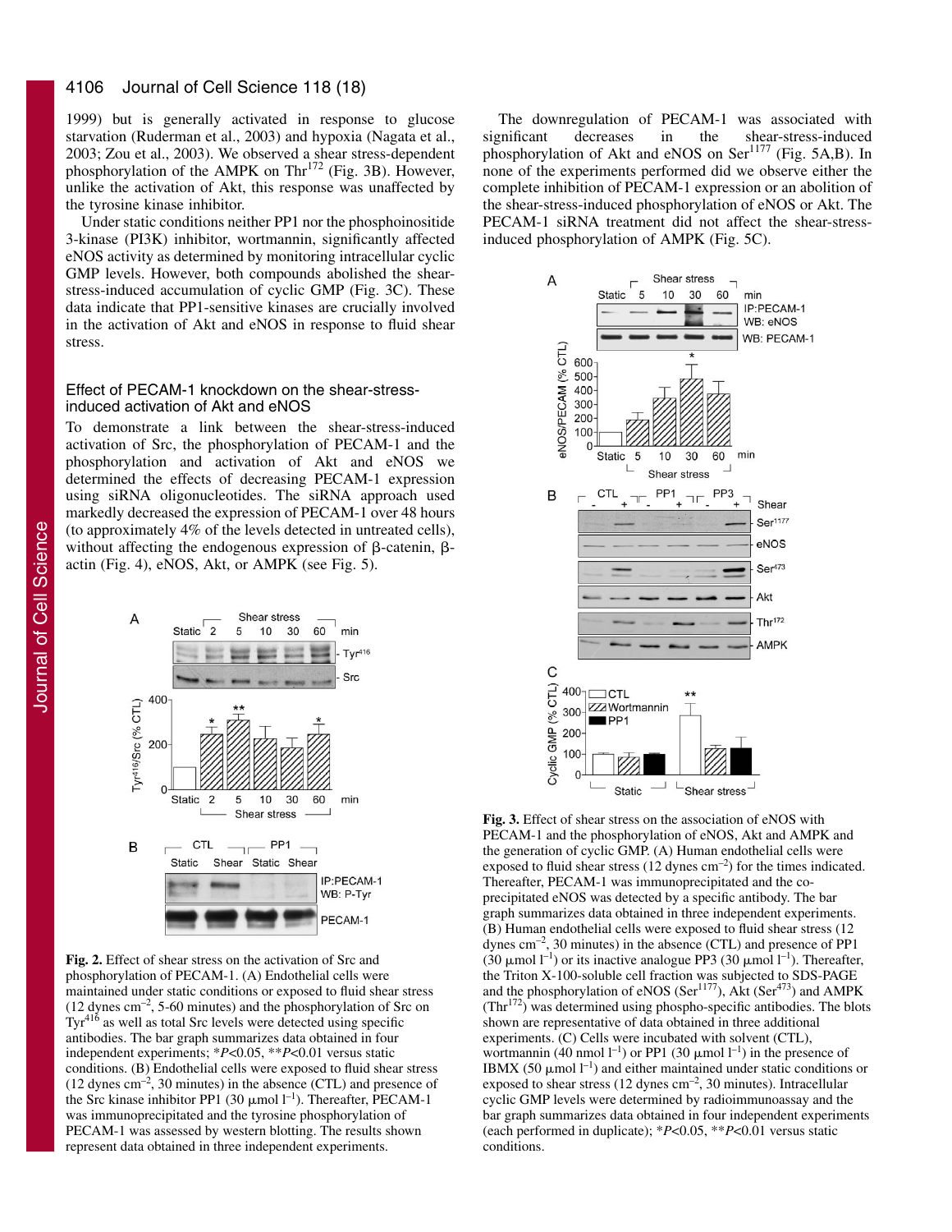1999) but is generally activated in response to glucose starvation (Ruderman et al., 2003) and hypoxia (Nagata et al., 2003; Zou et al., 2003). We observed a shear stress-dependent phosphorylation of the AMPK on Thr[172] (Fig. 3B). However, unlike the activation of Akt, this response was unaffected by the tyrosine kinase inhibitor.

Under static conditions neither PP1 nor the phosphoinositide 3-kinase (PI3K) inhibitor, wortmannin, significantly affected eNOS activity as determined by monitoring intracellular cyclic GMP levels. However, both compounds abolished the shear-stress-induced accumulation of cyclic GMP (Fig. 3C). These data indicate that PP1-sensitive kinases are crucially involved in the activation of Akt and eNOS in response to fluid shear stress.

## Effect of PECAM-1 knockdown on the shear-stress-induced activation of Akt and eNOS

To demonstrate a link between the shear-stress-induced activation of Src, the phosphorylation of PECAM-1 and the phosphorylation and activation of Akt and eNOS we determined the effects of decreasing PECAM-1 expression using siRNA oligonucleotides. The siRNA approach used markedly decreased the expression of PECAM-1 over 48 hours (to approximately 4% of the levels detected in untreated cells), without affecting the endogenous expression of β-catenin, β-actin (Fig. 4), eNOS, Akt, or AMPK (see Fig. 5).

**Fig. 2.** Effect of shear stress on the activation of Src and phosphorylation of PECAM-1. (A) Endothelial cells were maintained under static conditions or exposed to fluid shear stress (12 dynes $cm^{-2}$, 5-60 minutes) and the phosphorylation of Src on Tyr[416] as well as total Src levels were detected using specific antibodies. The bar graph summarizes data obtained in four independent experiments; \*$P$<0.05, \*\*$P$<0.01 versus static conditions. (B) Endothelial cells were exposed to fluid shear stress (12 dynes $cm^{-2}$, 30 minutes) in the absence (CTL) and presence of the Src kinase inhibitor PP1 (30 μmol $l^{-1}$). Thereafter, PECAM-1 was immunoprecipitated and the tyrosine phosphorylation of PECAM-1 was assessed by western blotting. The results shown represent data obtained in three independent experiments.

The downregulation of PECAM-1 was associated with significant decreases in the shear-stress-induced phosphorylation of Akt and eNOS on Ser[1177] (Fig. 5A,B). In none of the experiments performed did we observe either the complete inhibition of PECAM-1 expression or an abolition of the shear-stress-induced phosphorylation of eNOS or Akt. The PECAM-1 siRNA treatment did not affect the shear-stress-induced phosphorylation of AMPK (Fig. 5C).

**Fig. 3.** Effect of shear stress on the association of eNOS with PECAM-1 and the phosphorylation of eNOS, Akt and AMPK and the generation of cyclic GMP. (A) Human endothelial cells were exposed to fluid shear stress (12 dynes $cm^{-2}$) for the times indicated. Thereafter, PECAM-1 was immunoprecipitated and the co-precipitated eNOS was detected by a specific antibody. The bar graph summarizes data obtained in three independent experiments. (B) Human endothelial cells were exposed to fluid shear stress (12 dynes $cm^{-2}$, 30 minutes) in the absence (CTL) and presence of PP1 (30 μmol $l^{-1}$) or its inactive analogue PP3 (30 μmol $l^{-1}$). Thereafter, the Triton X-100-soluble cell fraction was subjected to SDS-PAGE and the phosphorylation of eNOS (Ser[1177]), Akt (Ser[473]) and AMPK (Thr[172]) was determined using phospho-specific antibodies. The blots shown are representative of data obtained in three additional experiments. (C) Cells were incubated with solvent (CTL), wortmannin (40 nmol $l^{-1}$) or PP1 (30 μmol $l^{-1}$) in the presence of IBMX (50 μmol $l^{-1}$) and either maintained under static conditions or exposed to shear stress (12 dynes $cm^{-2}$, 30 minutes). Intracellular cyclic GMP levels were determined by radioimmunoassay and the bar graph summarizes data obtained in four independent experiments (each performed in duplicate); \*$P$<0.05, \*\*$P$<0.01 versus static conditions.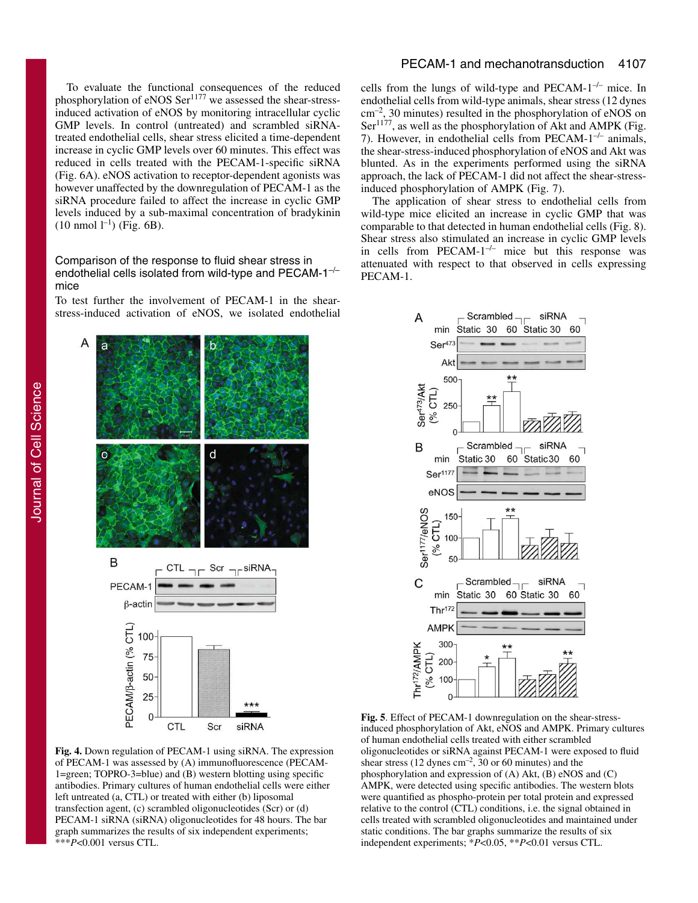To evaluate the functional consequences of the reduced phosphorylation of eNOS $Ser^{1177}$ we assessed the shear-stress-induced activation of eNOS by monitoring intracellular cyclic GMP levels. In control (untreated) and scrambled siRNA-treated endothelial cells, shear stress elicited a time-dependent increase in cyclic GMP levels over 60 minutes. This effect was reduced in cells treated with the PECAM-1-specific siRNA (Fig. 6A). eNOS activation to receptor-dependent agonists was however unaffected by the downregulation of PECAM-1 as the siRNA procedure failed to affect the increase in cyclic GMP levels induced by a sub-maximal concentration of bradykinin (10 nmol $l^{-1}$) (Fig. 6B).

### Comparison of the response to fluid shear stress in endothelial cells isolated from wild-type and PECAM-1$^{-/-}$ mice

To test further the involvement of PECAM-1 in the shear-stress-induced activation of eNOS, we isolated endothelial cells from the lungs of wild-type and PECAM-1$^{-/-}$ mice. In endothelial cells from wild-type animals, shear stress (12 dynes $cm^{-2}$, 30 minutes) resulted in the phosphorylation of eNOS on $Ser^{1177}$, as well as the phosphorylation of Akt and AMPK (Fig. 7). However, in endothelial cells from PECAM-1$^{-/-}$ animals, the shear-stress-induced phosphorylation of eNOS and Akt was blunted. As in the experiments performed using the siRNA approach, the lack of PECAM-1 did not affect the shear-stress-induced phosphorylation of AMPK (Fig. 7).

The application of shear stress to endothelial cells from wild-type mice elicited an increase in cyclic GMP that was comparable to that detected in human endothelial cells (Fig. 8). Shear stress also stimulated an increase in cyclic GMP levels in cells from PECAM-1$^{-/-}$ mice but this response was attenuated with respect to that observed in cells expressing PECAM-1.

**Fig. 4.** Down regulation of PECAM-1 using siRNA. The expression of PECAM-1 was assessed by (A) immunofluorescence (PECAM-1=green; TOPRO-3=blue) and (B) western blotting using specific antibodies. Primary cultures of human endothelial cells were either left untreated (a, CTL) or treated with either (b) liposomal transfection agent, (c) scrambled oligonucleotides (Scr) or (d) PECAM-1 siRNA (siRNA) oligonucleotides for 48 hours. The bar graph summarizes the results of six independent experiments; ***$P<0.001$ versus CTL.

**Fig. 5.** Effect of PECAM-1 downregulation on the shear-stress-induced phosphorylation of Akt, eNOS and AMPK. Primary cultures of human endothelial cells treated with either scrambled oligonucleotides or siRNA against PECAM-1 were exposed to fluid shear stress (12 dynes $cm^{-2}$, 30 or 60 minutes) and the phosphorylation and expression of (A) Akt, (B) eNOS and (C) AMPK, were detected using specific antibodies. The western blots were quantified as phospho-protein per total protein and expressed relative to the control (CTL) conditions, i.e. the signal obtained in cells treated with scrambled oligonucleotides and maintained under static conditions. The bar graphs summarize the results of six independent experiments; *$P<0.05$, **$P<0.01$ versus CTL.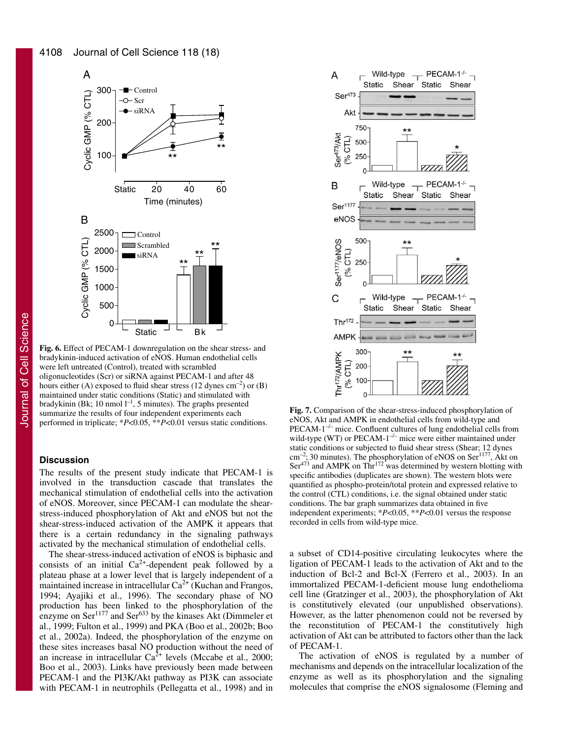**Fig. 6.** Effect of PECAM-1 downregulation on the shear stress- and bradykinin-induced activation of eNOS. Human endothelial cells were left untreated (Control), treated with scrambled oligonucleotides (Scr) or siRNA against PECAM-1 and after 48 hours either (A) exposed to fluid shear stress (12 dynes $cm^{-2}$) or (B) maintained under static conditions (Static) and stimulated with bradykinin (Bk; 10 nmol $l^{-1}$, 5 minutes). The graphs presented summarize the results of four independent experiments each performed in triplicate; \*$P<0.05$, \*\*$P<0.01$ versus static conditions.

**Fig. 7.** Comparison of the shear-stress-induced phosphorylation of eNOS, Akt and AMPK in endothelial cells from wild-type and PECAM-$1^{-/-}$ mice. Confluent cultures of lung endothelial cells from wild-type (WT) or PECAM-$1^{-/-}$ mice were either maintained under static conditions or subjected to fluid shear stress (Shear; 12 dynes $cm^{-2}$; 30 minutes). The phosphorylation of eNOS on $Ser^{1177}$, Akt on $Ser^{473}$ and AMPK on $Thr^{172}$ was determined by western blotting with specific antibodies (duplicates are shown). The western blots were quantified as phospho-protein/total protein and expressed relative to the control (CTL) conditions, i.e. the signal obtained under static conditions. The bar graph summarizes data obtained in five independent experiments; \*$P<0.05$, \*\*$P<0.01$ versus the response recorded in cells from wild-type mice.

## Discussion

The results of the present study indicate that PECAM-1 is involved in the transduction cascade that translates the mechanical stimulation of endothelial cells into the activation of eNOS. Moreover, since PECAM-1 can modulate the shear-stress-induced phosphorylation of Akt and eNOS but not the shear-stress-induced activation of the AMPK it appears that there is a certain redundancy in the signaling pathways activated by the mechanical stimulation of endothelial cells.

The shear-stress-induced activation of eNOS is biphasic and consists of an initial $Ca^{2+}$-dependent peak followed by a plateau phase at a lower level that is largely independent of a maintained increase in intracellular $Ca^{2+}$ (Kuchan and Frangos, 1994; Ayajiki et al., 1996). The secondary phase of NO production has been linked to the phosphorylation of the enzyme on $Ser^{1177}$ and $Ser^{633}$ by the kinases Akt (Dimmeler et al., 1999; Fulton et al., 1999) and PKA (Boo et al., 2002b; Boo et al., 2002a). Indeed, the phosphorylation of the enzyme on these sites increases basal NO production without the need of an increase in intracellular $Ca^{2+}$ levels (Mccabe et al., 2000; Boo et al., 2003). Links have previously been made between PECAM-1 and the PI3K/Akt pathway as PI3K can associate with PECAM-1 in neutrophils (Pellegatta et al., 1998) and in a subset of CD14-positive circulating leukocytes where the ligation of PECAM-1 leads to the activation of Akt and to the induction of Bcl-2 and Bcl-X (Ferrero et al., 2003). In an immortalized PECAM-1-deficient mouse lung endothelioma cell line (Gratzinger et al., 2003), the phosphorylation of Akt is constitutively elevated (our unpublished observations). However, as the latter phenomenon could not be reversed by the reconstitution of PECAM-1 the constitutively high activation of Akt can be attributed to factors other than the lack of PECAM-1.

The activation of eNOS is regulated by a number of mechanisms and depends on the intracellular localization of the enzyme as well as its phosphorylation and the signaling molecules that comprise the eNOS signalosome (Fleming and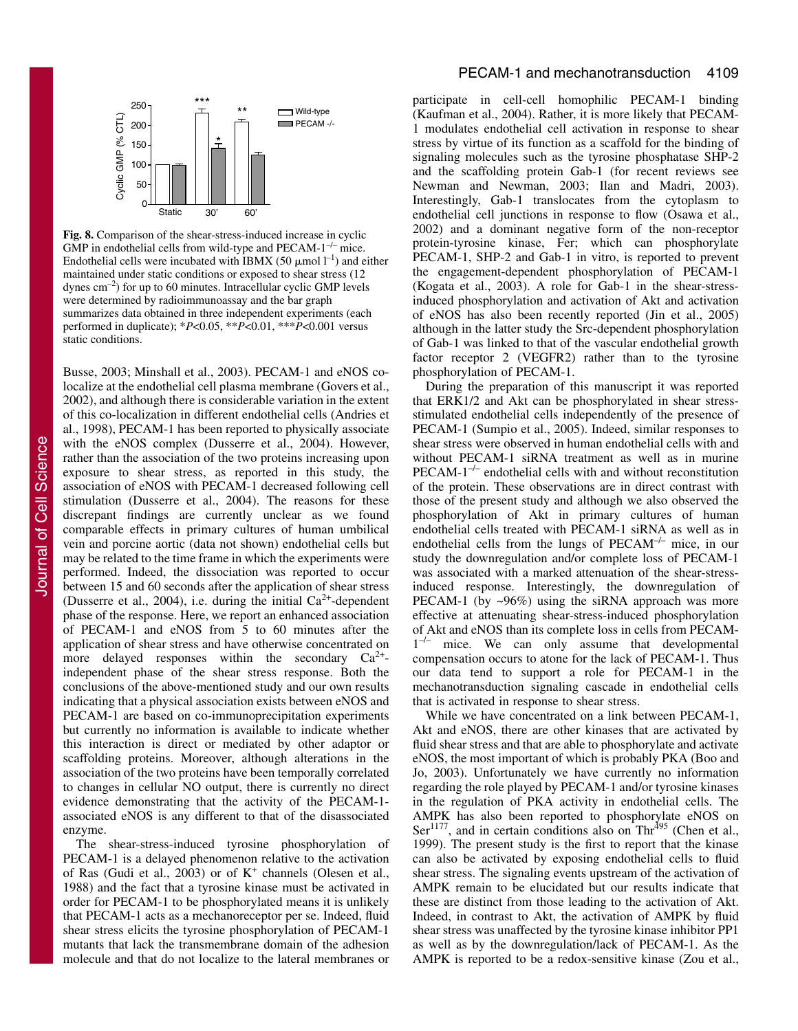**Fig. 8.** Comparison of the shear-stress-induced increase in cyclic GMP in endothelial cells from wild-type and PECAM-$1^{-/-}$ mice. Endothelial cells were incubated with IBMX (50 $\mu$mol $l^{-1}$) and either maintained under static conditions or exposed to shear stress (12 dynes $cm^{-2}$) for up to 60 minutes. Intracellular cyclic GMP levels were determined by radioimmunoassay and the bar graph summarizes data obtained in three independent experiments (each performed in duplicate); \*$P$<0.05, \*\*$P$<0.01, \*\*\*$P$<0.001 versus static conditions.

Busse, 2003; Minshall et al., 2003). PECAM-1 and eNOS co-localize at the endothelial cell plasma membrane (Govers et al., 2002), and although there is considerable variation in the extent of this co-localization in different endothelial cells (Andries et al., 1998), PECAM-1 has been reported to physically associate with the eNOS complex (Dusserre et al., 2004). However, rather than the association of the two proteins increasing upon exposure to shear stress, as reported in this study, the association of eNOS with PECAM-1 decreased following cell stimulation (Dusserre et al., 2004). The reasons for these discrepant findings are currently unclear as we found comparable effects in primary cultures of human umbilical vein and porcine aortic (data not shown) endothelial cells but may be related to the time frame in which the experiments were performed. Indeed, the dissociation was reported to occur between 15 and 60 seconds after the application of shear stress (Dusserre et al., 2004), i.e. during the initial $Ca^{2+}$-dependent phase of the response. Here, we report an enhanced association of PECAM-1 and eNOS from 5 to 60 minutes after the application of shear stress and have otherwise concentrated on more delayed responses within the secondary $Ca^{2+}$-independent phase of the shear stress response. Both the conclusions of the above-mentioned study and our own results indicating that a physical association exists between eNOS and PECAM-1 are based on co-immunoprecipitation experiments but currently no information is available to indicate whether this interaction is direct or mediated by other adaptor or scaffolding proteins. Moreover, although alterations in the association of the two proteins have been temporally correlated to changes in cellular NO output, there is currently no direct evidence demonstrating that the activity of the PECAM-1-associated eNOS is any different to that of the disassociated enzyme.

The shear-stress-induced tyrosine phosphorylation of PECAM-1 is a delayed phenomenon relative to the activation of Ras (Gudi et al., 2003) or of $K^+$ channels (Olesen et al., 1988) and the fact that a tyrosine kinase must be activated in order for PECAM-1 to be phosphorylated means it is unlikely that PECAM-1 acts as a mechanoreceptor per se. Indeed, fluid shear stress elicits the tyrosine phosphorylation of PECAM-1 mutants that lack the transmembrane domain of the adhesion molecule and that do not localize to the lateral membranes or participate in cell-cell homophilic PECAM-1 binding (Kaufman et al., 2004). Rather, it is more likely that PECAM-1 modulates endothelial cell activation in response to shear stress by virtue of its function as a scaffold for the binding of signaling molecules such as the tyrosine phosphatase SHP-2 and the scaffolding protein Gab-1 (for recent reviews see Newman and Newman, 2003; Ilan and Madri, 2003). Interestingly, Gab-1 translocates from the cytoplasm to endothelial cell junctions in response to flow (Osawa et al., 2002) and a dominant negative form of the non-receptor protein-tyrosine kinase, Fer; which can phosphorylate PECAM-1, SHP-2 and Gab-1 in vitro, is reported to prevent the engagement-dependent phosphorylation of PECAM-1 (Kogata et al., 2003). A role for Gab-1 in the shear-stress-induced phosphorylation and activation of Akt and activation of eNOS has also been recently reported (Jin et al., 2005) although in the latter study the Src-dependent phosphorylation of Gab-1 was linked to that of the vascular endothelial growth factor receptor 2 (VEGFR2) rather than to the tyrosine phosphorylation of PECAM-1.

During the preparation of this manuscript it was reported that ERK1/2 and Akt can be phosphorylated in shear stress-stimulated endothelial cells independently of the presence of PECAM-1 (Sumpio et al., 2005). Indeed, similar responses to shear stress were observed in human endothelial cells with and without PECAM-1 siRNA treatment as well as in murine PECAM-$1^{-/-}$ endothelial cells with and without reconstitution of the protein. These observations are in direct contrast with those of the present study and although we also observed the phosphorylation of Akt in primary cultures of human endothelial cells treated with PECAM-1 siRNA as well as in endothelial cells from the lungs of PECAM$^{-/-}$ mice, in our study the downregulation and/or complete loss of PECAM-1 was associated with a marked attenuation of the shear-stress-induced response. Interestingly, the downregulation of PECAM-1 (by ~96%) using the siRNA approach was more effective at attenuating shear-stress-induced phosphorylation of Akt and eNOS than its complete loss in cells from PECAM-$1^{-/-}$ mice. We can only assume that developmental compensation occurs to atone for the lack of PECAM-1. Thus our data tend to support a role for PECAM-1 in the mechanotransduction signaling cascade in endothelial cells that is activated in response to shear stress.

While we have concentrated on a link between PECAM-1, Akt and eNOS, there are other kinases that are activated by fluid shear stress and that are able to phosphorylate and activate eNOS, the most important of which is probably PKA (Boo and Jo, 2003). Unfortunately we have currently no information regarding the role played by PECAM-1 and/or tyrosine kinases in the regulation of PKA activity in endothelial cells. The AMPK has also been reported to phosphorylate eNOS on $Ser^{1177}$, and in certain conditions also on $Thr^{495}$ (Chen et al., 1999). The present study is the first to report that the kinase can also be activated by exposing endothelial cells to fluid shear stress. The signaling events upstream of the activation of AMPK remain to be elucidated but our results indicate that these are distinct from those leading to the activation of Akt. Indeed, in contrast to Akt, the activation of AMPK by fluid shear stress was unaffected by the tyrosine kinase inhibitor PP1 as well as by the downregulation/lack of PECAM-1. As the AMPK is reported to be a redox-sensitive kinase (Zou et al.,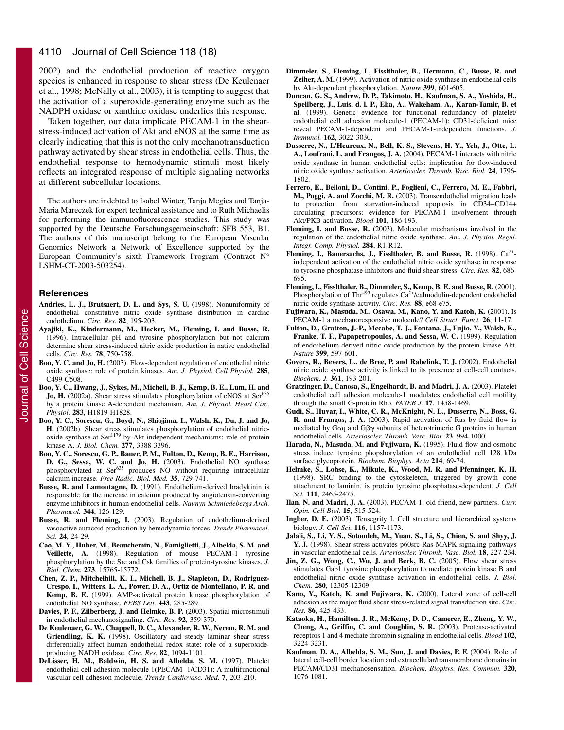2002) and the endothelial production of reactive oxygen species is enhanced in response to shear stress (De Keulenaer et al., 1998; McNally et al., 2003), it is tempting to suggest that the activation of a superoxide-generating enzyme such as the NADPH oxidase or xanthine oxidase underlies this response.

Taken together, our data implicate PECAM-1 in the shear-stress-induced activation of Akt and eNOS at the same time as clearly indicating that this is not the only mechanotransduction pathway activated by shear stress in endothelial cells. Thus, the endothelial response to hemodynamic stimuli most likely reflects an integrated response of multiple signaling networks at different subcellular locations.

The authors are indebted to Isabel Winter, Tanja Megies and Tanja-Maria Mareczek for expert technical assistance and to Ruth Michaelis for performing the immunofluorescence studies. This study was supported by the Deutsche Forschungsgemeinschaft: SFB 553, B1. The authors of this manuscript belong to the European Vascular Genomics Network a Network of Excellence supported by the European Community's sixth Framework Program (Contract N° LSHM-CT-2003-503254).

## References

**Andries, L. J., Brutsaert, D. L. and Sys, S. U.** (1998). Nonuniformity of endothelial constitutive nitric oxide synthase distribution in cardiac endothelium. *Circ. Res.* **82**, 195-203.

**Ayajiki, K., Kindermann, M., Hecker, M., Fleming, I. and Busse, R.** (1996). Intracellular pH and tyrosine phosphorylation but not calcium determine shear stress-induced nitric oxide production in native endothelial cells. *Circ. Res.* **78**, 750-758.

**Boo, Y. C. and Jo, H.** (2003). Flow-dependent regulation of endothelial nitric oxide synthase: role of protein kinases. *Am. J. Physiol. Cell Physiol.* **285**, C499-C508.

**Boo, Y. C., Hwang, J., Sykes, M., Michell, B. J., Kemp, B. E., Lum, H. and Jo, H.** (2002a). Shear stress stimulates phosphorylation of eNOS at $Ser^{635}$ by a protein kinase A-dependent mechanism. *Am. J. Physiol. Heart Circ. Physiol.* **283**, H1819-H1828.

**Boo, Y. C., Sorescu, G., Boyd, N., Shiojima, I., Walsh, K., Du, J. and Jo, H.** (2002b). Shear stress stimulates phosphorylation of endothelial nitric-oxide synthase at $Ser^{1179}$ by Akt-independent mechanisms: role of protein kinase A. *J. Biol. Chem.* **277**, 3388-3396.

**Boo, Y. C., Sorescu, G. P., Boyd, N., Shiojima, I., Walsh, K., Du, J. and Jo, H.** (2003)... 

**Boo, Y. C., Sorescu, G. P., Bauer, P. M., Fulton, D., Kemp, B. E., Harrison, D. G., Sessa, W. C. and Jo, H.** (2003). Endothelial NO synthase phosphorylated at $Ser^{635}$ produces NO without requiring intracellular calcium increase. *Free Radic. Biol. Med.* **35**, 729-741.

**Busse, R. and Lamontagne, D.** (1991). Endothelium-derived bradykinin is responsible for the increase in calcium produced by angiotensin-converting enzyme inhibitors in human endothelial cells. *Naunyn Schmiedebergs Arch. Pharmacol.* **344**, 126-129.

**Busse, R. and Fleming, I.** (2003). Regulation of endothelium-derived vasoactive autacoid production by hemodynamic forces. *Trends Pharmacol. Sci.* **24**, 24-29.

**Cao, M. Y., Huber, M., Beauchemin, N., Famiglietti, J., Albelda, S. M. and Veillette, A.** (1998). Regulation of mouse PECAM-1 tyrosine phosphorylation by the Src and Csk families of protein-tyrosine kinases. *J. Biol. Chem.* **273**, 15765-15772.

**Chen, Z. P., Mitchelhill, K. I., Michell, B. J., Stapleton, D., Rodriguez-Crespo, I., Witters, L. A., Power, D. A., Ortiz de Montellano, P. R. and Kemp, B. E.** (1999). AMP-activated protein kinase phosphorylation of endothelial NO synthase. *FEBS Lett.* **443**, 285-289.

**Davies, P. F., Zilberberg, J. and Helmke, B. P.** (2003). Spatial microstimuli in endothelial mechanosignaling. *Circ. Res.* **92**, 359-370.

**De Keulenaer, G. W., Chappell, D. C., Alexander, R. W., Nerem, R. M. and Griendling, K. K.** (1998). Oscillatory and steady laminar shear stress differentially affect human endothelial redox state: role of a superoxide-producing NADH oxidase. *Circ. Res.* **82**, 1094-1101.

**DeLisser, H. M., Baldwin, H. S. and Albelda, S. M.** (1997). Platelet endothelial cell adhesion molecule 1 (PECAM-1/CD31): A multifunctional vascular cell adhesion molecule. *Trends Cardiovasc. Med.* **7**, 203-210.

**Dimmeler, S., Fleming, I., Fisslthaler, B., Hermann, C., Busse, R. and Zeiher, A. M.** (1999). Activation of nitric oxide synthase in endothelial cells by Akt-dependent phosphorylation. *Nature* **399**, 601-605.

**Duncan, G. S., Andrew, D. P., Takimoto, H., Kaufman, S. A., Yoshida, H., Spellberg, J., Luis, d. l. P., Elia, A., Wakeham, A., Karan-Tamir, B. et al.** (1999). Genetic evidence for functional redundancy of platelet/endothelial cell adhesion molecule-1 (PECAM-1): CD31-deficient mice reveal PECAM-1-dependent and PECAM-1-independent functions. *J. Immunol.* **162**, 3022-3030.

**Dusserre, N., L'Heureux, N., Bell, K. S., Stevens, H. Y., Yeh, J., Otte, L. A., Loufrani, L. and Frangos, J. A.** (2004). PECAM-1 interacts with nitric oxide synthase in human endothelial cells: implication for flow-induced nitric oxide synthase activation. *Arterioscler. Thromb. Vasc. Biol.* **24**, 1796-1802.

**Ferrero, E., Belloni, D., Contini, P., Foglieni, C., Ferrero, M. E., Fabbri, M., Poggi, A. and Zocchi, M. R.** (2003). Transendothelial migration leads to protection from starvation-induced apoptosis in CD34+CD14+ circulating precursors: evidence for PECAM-1 involvement through Akt/PKB activation. *Blood* **101**, 186-193.

**Fleming, I. and Busse, R.** (2003). Molecular mechanisms involved in the regulation of the endothelial nitric oxide synthase. *Am. J. Physiol. Regul. Integr. Comp. Physiol.* **284**, R1-R12.

**Fleming, I., Bauersachs, J., Fisslthaler, B. and Busse, R.** (1998). $Ca^{2+}$-independent activation of the endothelial nitric oxide synthase in response to tyrosine phosphatase inhibitors and fluid shear stress. *Circ. Res.* **82**, 686-695.

**Fleming, I., Fisslthaler, B., Dimmeler, S., Kemp, B. E. and Busse, R.** (2001). Phosphorylation of $Thr^{495}$ regulates $Ca^{2+}$/calmodulin-dependent endothelial nitric oxide synthase activity. *Circ. Res.* **88**, e68-e75.

**Fujiwara, K., Masuda, M., Osawa, M., Kano, Y. and Katoh, K.** (2001). Is PECAM-1 a mechanoresponsive molecule? *Cell Struct. Funct.* **26**, 11-17.

**Fulton, D., Gratton, J.-P., Mccabe, T. J., Fontana, J., Fujio, Y., Walsh, K., Franke, T. F., Papapetropoulos, A. and Sessa, W. C.** (1999). Regulation of endothelium-derived nitric oxide production by the protein kinase Akt. *Nature* **399**, 597-601.

**Govers, R., Bevers, L., de Bree, P. and Rabelink, T. J.** (2002). Endothelial nitric oxide synthase activity is linked to its presence at cell-cell contacts. *Biochem. J.* **361**, 193-201.

**Gratzinger, D., Canosa, S., Engelhardt, B. and Madri, J. A.** (2003). Platelet endothelial cell adhesion molecule-1 modulates endothelial cell motility through the small G-protein Rho. *FASEB J.* **17**, 1458-1469.

**Gudi, S., Huvar, I., White, C. R., McKnight, N. L., Dusserre, N., Boss, G. R. and Frangos, J. A.** (2003). Rapid activation of Ras by fluid flow is mediated by Gαq and Gβγ subunits of heterotrimeric G proteins in human endothelial cells. *Arterioscler. Thromb. Vasc. Biol.* **23**, 994-1000.

**Harada, N., Masuda, M. and Fujiwara, K.** (1995). Fluid flow and osmotic stress induce tyrosine phopshorylation of an endothelial cell 128 kDa surface glycoprotein. *Biochem. Biophys. Acta* **214**, 69-74.

**Helmke, S., Lohse, K., Mikule, K., Wood, M. R. and Pfenninger, K. H.** (1998). SRC binding to the cytoskeleton, triggered by growth cone attachment to laminin, is protein tyrosine phosphatase-dependent. *J. Cell Sci.* **111**, 2465-2475.

**Ilan, N. and Madri, J. A.** (2003). PECAM-1: old friend, new partners. *Curr. Opin. Cell Biol.* **15**, 515-524.

**Ingber, D. E.** (2003). Tensegrity I. Cell structure and hierarchical systems biology. *J. Cell Sci.* **116**, 1157-1173.

**Jalali, S., Li, Y. S., Sotoudeh, M., Yuan, S., Li, S., Chien, S. and Shyy, J. Y. J.** (1998). Shear stress activates p60src-Ras-MAPK signaling pathways in vascular endothelial cells. *Arterioscler. Thromb. Vasc. Biol.* **18**, 227-234.

**Jin, Z. G., Wong, C., Wu, J. and Berk, B. C.** (2005). Flow shear stress stimulates Gab1 tyrosine phosphorylation to mediate protein kinase B and endothelial nitric oxide synthase activation in endothelial cells. *J. Biol. Chem.* **280**, 12305-12309.

**Kano, Y., Katoh, K. and Fujiwara, K.** (2000). Lateral zone of cell-cell adhesion as the major fluid shear stress-related signal transduction site. *Circ. Res.* **86**, 425-433.

**Kataoka, H., Hamilton, J. R., McKemy, D. D., Camerer, E., Zheng, Y. W., Cheng, A., Griffin, C. and Coughlin, S. R.** (2003). Protease-activated receptors 1 and 4 mediate thrombin signaling in endothelial cells. *Blood* **102**, 3224-3231.

**Kaufman, D. A., Albelda, S. M., Sun, J. and Davies, P. F.** (2004). Role of lateral cell-cell border location and extracellular/transmembrane domains in PECAM/CD31 mechanosensation. *Biochem. Biophys. Res. Commun.* **320**, 1076-1081.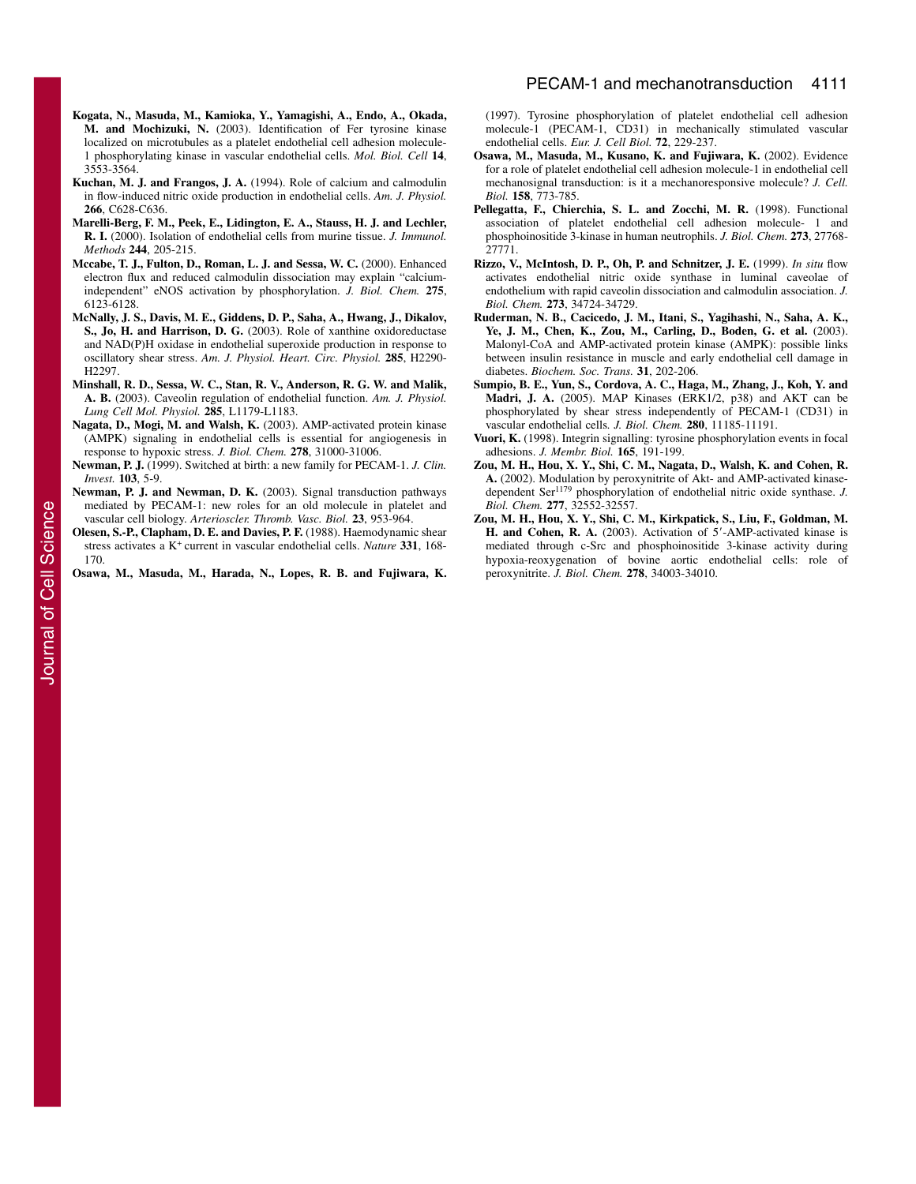**Kogata, N., Masuda, M., Kamioka, Y., Yamagishi, A., Endo, A., Okada, M. and Mochizuki, N.** (2003). Identification of Fer tyrosine kinase localized on microtubules as a platelet endothelial cell adhesion molecule-1 phosphorylating kinase in vascular endothelial cells. *Mol. Biol. Cell* **14**, 3553-3564.

**Kuchan, M. J. and Frangos, J. A.** (1994). Role of calcium and calmodulin in flow-induced nitric oxide production in endothelial cells. *Am. J. Physiol.* **266**, C628-C636.

**Marelli-Berg, F. M., Peek, E., Lidington, E. A., Stauss, H. J. and Lechler, R. I.** (2000). Isolation of endothelial cells from murine tissue. *J. Immunol. Methods* **244**, 205-215.

**Mccabe, T. J., Fulton, D., Roman, L. J. and Sessa, W. C.** (2000). Enhanced electron flux and reduced calmodulin dissociation may explain "calcium-independent" eNOS activation by phosphorylation. *J. Biol. Chem.* **275**, 6123-6128.

**McNally, J. S., Davis, M. E., Giddens, D. P., Saha, A., Hwang, J., Dikalov, S., Jo, H. and Harrison, D. G.** (2003). Role of xanthine oxidoreductase and NAD(P)H oxidase in endothelial superoxide production in response to oscillatory shear stress. *Am. J. Physiol. Heart. Circ. Physiol.* **285**, H2290-H2297.

**Minshall, R. D., Sessa, W. C., Stan, R. V., Anderson, R. G. W. and Malik, A. B.** (2003). Caveolin regulation of endothelial function. *Am. J. Physiol. Lung Cell Mol. Physiol.* **285**, L1179-L1183.

**Nagata, D., Mogi, M. and Walsh, K.** (2003). AMP-activated protein kinase (AMPK) signaling in endothelial cells is essential for angiogenesis in response to hypoxic stress. *J. Biol. Chem.* **278**, 31000-31006.

**Newman, P. J.** (1999). Switched at birth: a new family for PECAM-1. *J. Clin. Invest.* **103**, 5-9.

**Newman, P. J. and Newman, D. K.** (2003). Signal transduction pathways mediated by PECAM-1: new roles for an old molecule in platelet and vascular cell biology. *Arterioscler. Thromb. Vasc. Biol.* **23**, 953-964.

**Olesen, S.-P., Clapham, D. E. and Davies, P. F.** (1988). Haemodynamic shear stress activates a $K^+$ current in vascular endothelial cells. *Nature* **331**, 168-170.

**Osawa, M., Masuda, M., Harada, N., Lopes, R. B. and Fujiwara, K.** (1997). Tyrosine phosphorylation of platelet endothelial cell adhesion molecule-1 (PECAM-1, CD31) in mechanically stimulated vascular endothelial cells. *Eur. J. Cell Biol.* **72**, 229-237.

**Osawa, M., Masuda, M., Kusano, K. and Fujiwara, K.** (2002). Evidence for a role of platelet endothelial cell adhesion molecule-1 in endothelial cell mechanosignal transduction: is it a mechanoresponsive molecule? *J. Cell. Biol.* **158**, 773-785.

**Pellegatta, F., Chierchia, S. L. and Zocchi, M. R.** (1998). Functional association of platelet endothelial cell adhesion molecule- 1 and phosphoinositide 3-kinase in human neutrophils. *J. Biol. Chem.* **273**, 27768-27771.

**Rizzo, V., McIntosh, D. P., Oh, P. and Schnitzer, J. E.** (1999). *In situ* flow activates endothelial nitric oxide synthase in luminal caveolae of endothelium with rapid caveolin dissociation and calmodulin association. *J. Biol. Chem.* **273**, 34724-34729.

**Ruderman, N. B., Cacicedo, J. M., Itani, S., Yagihashi, N., Saha, A. K., Ye, J. M., Chen, K., Zou, M., Carling, D., Boden, G. et al.** (2003). Malonyl-CoA and AMP-activated protein kinase (AMPK): possible links between insulin resistance in muscle and early endothelial cell damage in diabetes. *Biochem. Soc. Trans.* **31**, 202-206.

**Sumpio, B. E., Yun, S., Cordova, A. C., Haga, M., Zhang, J., Koh, Y. and Madri, J. A.** (2005). MAP Kinases (ERK1/2, p38) and AKT can be phosphorylated by shear stress independently of PECAM-1 (CD31) in vascular endothelial cells. *J. Biol. Chem.* **280**, 11185-11191.

**Vuori, K.** (1998). Integrin signalling: tyrosine phosphorylation events in focal adhesions. *J. Membr. Biol.* **165**, 191-199.

**Zou, M. H., Hou, X. Y., Shi, C. M., Nagata, D., Walsh, K. and Cohen, R. A.** (2002). Modulation by peroxynitrite of Akt- and AMP-activated kinase-dependent $Ser^{1179}$ phosphorylation of endothelial nitric oxide synthase. *J. Biol. Chem.* **277**, 32552-32557.

**Zou, M. H., Hou, X. Y., Shi, C. M., Kirkpatick, S., Liu, F., Goldman, M. H. and Cohen, R. A.** (2003). Activation of 5′-AMP-activated kinase is mediated through c-Src and phosphoinositide 3-kinase activity during hypoxia-reoxygenation of bovine aortic endothelial cells: role of peroxynitrite. *J. Biol. Chem.* **278**, 34003-34010.